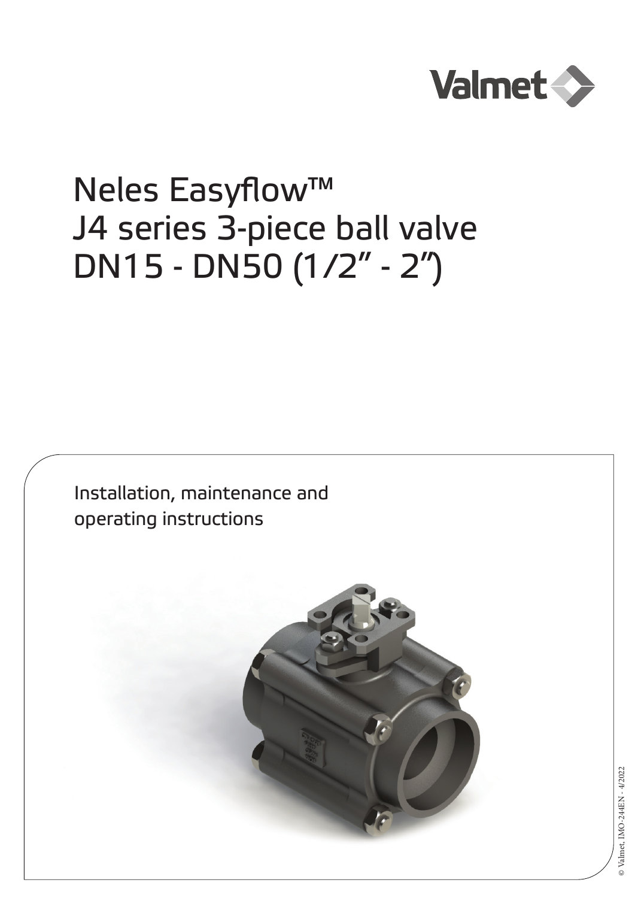# Neles Easyflow™ J4 series 3-piece ball valve DN15 - DN50 (1/2" - 2")

Installation, maintenance and operating instructions

© Valmet, IMO-244EN - 4/2022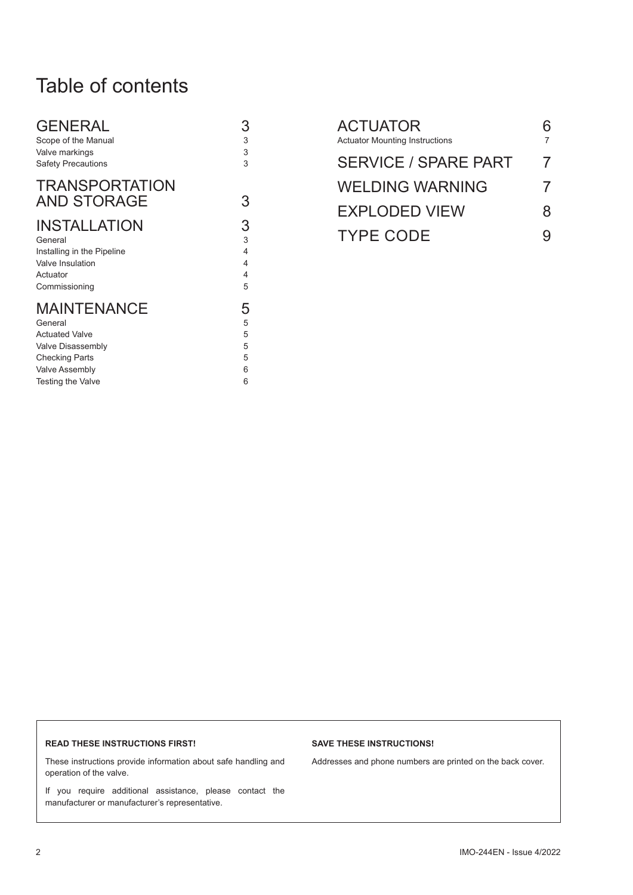# Table of contents

| | |
|---|---|
| **GENERAL** | **3** |
| Scope of the Manual | 3 |
| Valve markings | 3 |
| Safety Precautions | 3 |
| **TRANSPORTATION AND STORAGE** | **3** |
| **INSTALLATION** | **3** |
| General | 3 |
| Installing in the Pipeline | 4 |
| Valve Insulation | 4 |
| Actuator | 4 |
| Commissioning | 5 |
| **MAINTENANCE** | **5** |
| General | 5 |
| Actuated Valve | 5 |
| Valve Disassembly | 5 |
| Checking Parts | 5 |
| Valve Assembly | 6 |
| Testing the Valve | 6 |
| **ACTUATOR** | **6** |
| Actuator Mounting Instructions | 7 |
| **SERVICE / SPARE PART** | **7** |
| **WELDING WARNING** | **7** |
| **EXPLODED VIEW** | **8** |
| **TYPE CODE** | **9** |

**READ THESE INSTRUCTIONS FIRST!**

These instructions provide information about safe handling and operation of the valve.

If you require additional assistance, please contact the manufacturer or manufacturer's representative.

**SAVE THESE INSTRUCTIONS!**

Addresses and phone numbers are printed on the back cover.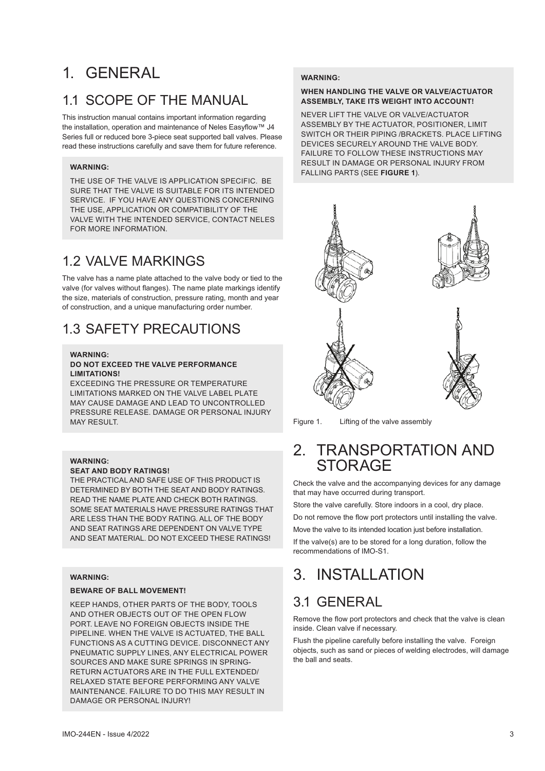# 1. GENERAL

## 1.1 SCOPE OF THE MANUAL

This instruction manual contains important information regarding the installation, operation and maintenance of Neles Easyflow™ J4 Series full or reduced bore 3-piece seat supported ball valves. Please read these instructions carefully and save them for future reference.

> **WARNING:**
>
> THE USE OF THE VALVE IS APPLICATION SPECIFIC. BE SURE THAT THE VALVE IS SUITABLE FOR ITS INTENDED SERVICE. IF YOU HAVE ANY QUESTIONS CONCERNING THE USE, APPLICATION OR COMPATIBILITY OF THE VALVE WITH THE INTENDED SERVICE, CONTACT NELES FOR MORE INFORMATION.

## 1.2 VALVE MARKINGS

The valve has a name plate attached to the valve body or tied to the valve (for valves without flanges). The name plate markings identify the size, materials of construction, pressure rating, month and year of construction, and a unique manufacturing order number.

## 1.3 SAFETY PRECAUTIONS

> **WARNING:**
>
> **DO NOT EXCEED THE VALVE PERFORMANCE LIMITATIONS!**
>
> EXCEEDING THE PRESSURE OR TEMPERATURE LIMITATIONS MARKED ON THE VALVE LABEL PLATE MAY CAUSE DAMAGE AND LEAD TO UNCONTROLLED PRESSURE RELEASE. DAMAGE OR PERSONAL INJURY MAY RESULT.

> **WARNING:**
>
> **SEAT AND BODY RATINGS!**
>
> THE PRACTICAL AND SAFE USE OF THIS PRODUCT IS DETERMINED BY BOTH THE SEAT AND BODY RATINGS. READ THE NAME PLATE AND CHECK BOTH RATINGS. SOME SEAT MATERIALS HAVE PRESSURE RATINGS THAT ARE LESS THAN THE BODY RATING. ALL OF THE BODY AND SEAT RATINGS ARE DEPENDENT ON VALVE TYPE AND SEAT MATERIAL. DO NOT EXCEED THESE RATINGS!

> **WARNING:**
>
> **BEWARE OF BALL MOVEMENT!**
>
> KEEP HANDS, OTHER PARTS OF THE BODY, TOOLS AND OTHER OBJECTS OUT OF THE OPEN FLOW PORT. LEAVE NO FOREIGN OBJECTS INSIDE THE PIPELINE. WHEN THE VALVE IS ACTUATED, THE BALL FUNCTIONS AS A CUTTING DEVICE. DISCONNECT ANY PNEUMATIC SUPPLY LINES, ANY ELECTRICAL POWER SOURCES AND MAKE SURE SPRINGS IN SPRING-RETURN ACTUATORS ARE IN THE FULL EXTENDED/ RELAXED STATE BEFORE PERFORMING ANY VALVE MAINTENANCE. FAILURE TO DO THIS MAY RESULT IN DAMAGE OR PERSONAL INJURY!

> **WARNING:**
>
> **WHEN HANDLING THE VALVE OR VALVE/ACTUATOR ASSEMBLY, TAKE ITS WEIGHT INTO ACCOUNT!**
>
> NEVER LIFT THE VALVE OR VALVE/ACTUATOR ASSEMBLY BY THE ACTUATOR, POSITIONER, LIMIT SWITCH OR THEIR PIPING /BRACKETS. PLACE LIFTING DEVICES SECURELY AROUND THE VALVE BODY. FAILURE TO FOLLOW THESE INSTRUCTIONS MAY RESULT IN DAMAGE OR PERSONAL INJURY FROM FALLING PARTS (SEE **FIGURE 1**).

Figure 1. Lifting of the valve assembly

# 2. TRANSPORTATION AND STORAGE

Check the valve and the accompanying devices for any damage that may have occurred during transport.

Store the valve carefully. Store indoors in a cool, dry place.

Do not remove the flow port protectors until installing the valve.

Move the valve to its intended location just before installation.

If the valve(s) are to be stored for a long duration, follow the recommendations of IMO-S1.

# 3. INSTALLATION

## 3.1 GENERAL

Remove the flow port protectors and check that the valve is clean inside. Clean valve if necessary.

Flush the pipeline carefully before installing the valve. Foreign objects, such as sand or pieces of welding electrodes, will damage the ball and seats.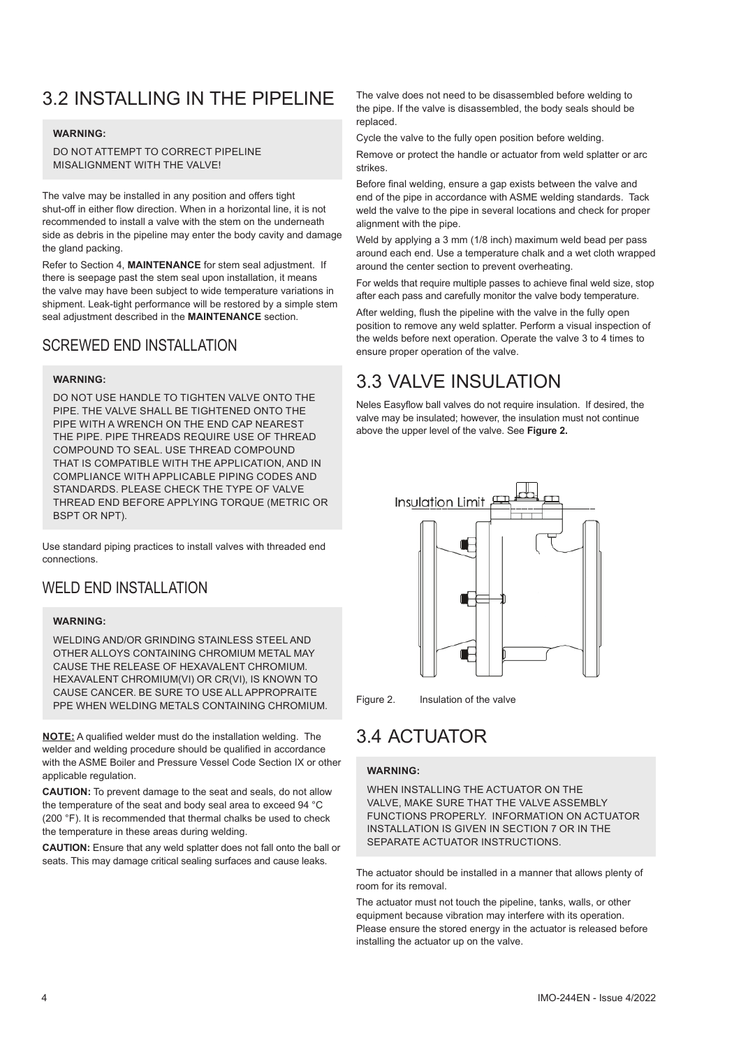## 3.2 INSTALLING IN THE PIPELINE

**WARNING:**

DO NOT ATTEMPT TO CORRECT PIPELINE MISALIGNMENT WITH THE VALVE!

The valve may be installed in any position and offers tight shut-off in either flow direction. When in a horizontal line, it is not recommended to install a valve with the stem on the underneath side as debris in the pipeline may enter the body cavity and damage the gland packing.

Refer to Section 4, **MAINTENANCE** for stem seal adjustment. If there is seepage past the stem seal upon installation, it means the valve may have been subject to wide temperature variations in shipment. Leak-tight performance will be restored by a simple stem seal adjustment described in the **MAINTENANCE** section.

### SCREWED END INSTALLATION

**WARNING:**

DO NOT USE HANDLE TO TIGHTEN VALVE ONTO THE PIPE. THE VALVE SHALL BE TIGHTENED ONTO THE PIPE WITH A WRENCH ON THE END CAP NEAREST THE PIPE. PIPE THREADS REQUIRE USE OF THREAD COMPOUND TO SEAL. USE THREAD COMPOUND THAT IS COMPATIBLE WITH THE APPLICATION, AND IN COMPLIANCE WITH APPLICABLE PIPING CODES AND STANDARDS. PLEASE CHECK THE TYPE OF VALVE THREAD END BEFORE APPLYING TORQUE (METRIC OR BSPT OR NPT).

Use standard piping practices to install valves with threaded end connections.

### WELD END INSTALLATION

**WARNING:**

WELDING AND/OR GRINDING STAINLESS STEEL AND OTHER ALLOYS CONTAINING CHROMIUM METAL MAY CAUSE THE RELEASE OF HEXAVALENT CHROMIUM. HEXAVALENT CHROMIUM(VI) OR CR(VI), IS KNOWN TO CAUSE CANCER. BE SURE TO USE ALL APPROPRAITE PPE WHEN WELDING METALS CONTAINING CHROMIUM.

**NOTE:** A qualified welder must do the installation welding. The welder and welding procedure should be qualified in accordance with the ASME Boiler and Pressure Vessel Code Section IX or other applicable regulation.

**CAUTION:** To prevent damage to the seat and seals, do not allow the temperature of the seat and body seal area to exceed 94 °C (200 °F). It is recommended that thermal chalks be used to check the temperature in these areas during welding.

**CAUTION:** Ensure that any weld splatter does not fall onto the ball or seats. This may damage critical sealing surfaces and cause leaks.

The valve does not need to be disassembled before welding to the pipe. If the valve is disassembled, the body seals should be replaced.

Cycle the valve to the fully open position before welding.

Remove or protect the handle or actuator from weld splatter or arc strikes.

Before final welding, ensure a gap exists between the valve and end of the pipe in accordance with ASME welding standards. Tack weld the valve to the pipe in several locations and check for proper alignment with the pipe.

Weld by applying a 3 mm (1/8 inch) maximum weld bead per pass around each end. Use a temperature chalk and a wet cloth wrapped around the center section to prevent overheating.

For welds that require multiple passes to achieve final weld size, stop after each pass and carefully monitor the valve body temperature.

After welding, flush the pipeline with the valve in the fully open position to remove any weld splatter. Perform a visual inspection of the welds before next operation. Operate the valve 3 to 4 times to ensure proper operation of the valve.

## 3.3 VALVE INSULATION

Neles Easyflow ball valves do not require insulation. If desired, the valve may be insulated; however, the insulation must not continue above the upper level of the valve. See **Figure 2.**

Insulation Limit

Figure 2. Insulation of the valve

## 3.4 ACTUATOR

**WARNING:**

WHEN INSTALLING THE ACTUATOR ON THE VALVE, MAKE SURE THAT THE VALVE ASSEMBLY FUNCTIONS PROPERLY. INFORMATION ON ACTUATOR INSTALLATION IS GIVEN IN SECTION 7 OR IN THE SEPARATE ACTUATOR INSTRUCTIONS.

The actuator should be installed in a manner that allows plenty of room for its removal.

The actuator must not touch the pipeline, tanks, walls, or other equipment because vibration may interfere with its operation. Please ensure the stored energy in the actuator is released before installing the actuator up on the valve.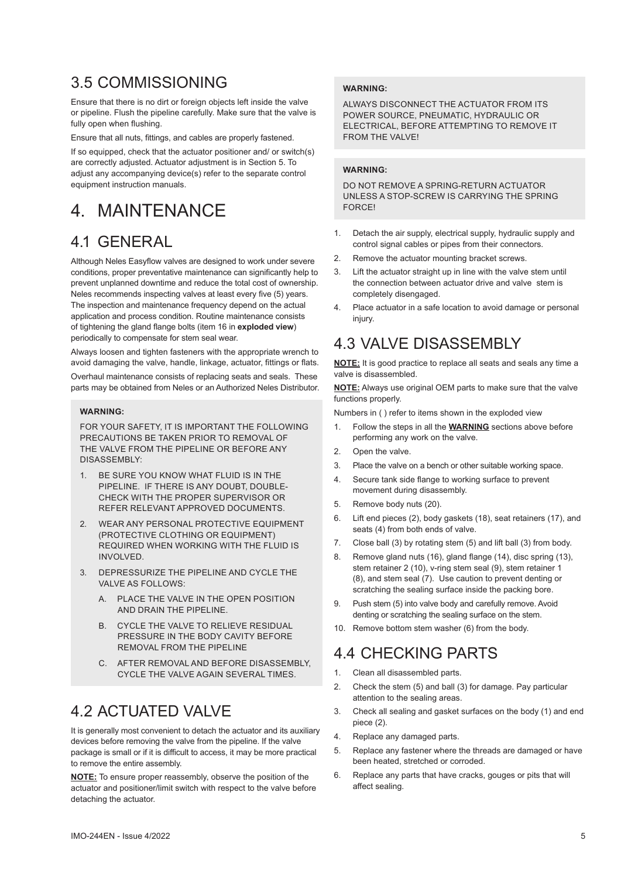## 3.5 COMMISSIONING

Ensure that there is no dirt or foreign objects left inside the valve or pipeline. Flush the pipeline carefully. Make sure that the valve is fully open when flushing.

Ensure that all nuts, fittings, and cables are properly fastened.

If so equipped, check that the actuator positioner and/ or switch(s) are correctly adjusted. Actuator adjustment is in Section 5. To adjust any accompanying device(s) refer to the separate control equipment instruction manuals.

# 4. MAINTENANCE

## 4.1 GENERAL

Although Neles Easyflow valves are designed to work under severe conditions, proper preventative maintenance can significantly help to prevent unplanned downtime and reduce the total cost of ownership. Neles recommends inspecting valves at least every five (5) years. The inspection and maintenance frequency depend on the actual application and process condition. Routine maintenance consists of tightening the gland flange bolts (item 16 in **exploded view**) periodically to compensate for stem seal wear.

Always loosen and tighten fasteners with the appropriate wrench to avoid damaging the valve, handle, linkage, actuator, fittings or flats.

Overhaul maintenance consists of replacing seats and seals. These parts may be obtained from Neles or an Authorized Neles Distributor.

**WARNING:**

FOR YOUR SAFETY, IT IS IMPORTANT THE FOLLOWING PRECAUTIONS BE TAKEN PRIOR TO REMOVAL OF THE VALVE FROM THE PIPELINE OR BEFORE ANY DISASSEMBLY:

1. BE SURE YOU KNOW WHAT FLUID IS IN THE PIPELINE. IF THERE IS ANY DOUBT, DOUBLE-CHECK WITH THE PROPER SUPERVISOR OR REFER RELEVANT APPROVED DOCUMENTS.
2. WEAR ANY PERSONAL PROTECTIVE EQUIPMENT (PROTECTIVE CLOTHING OR EQUIPMENT) REQUIRED WHEN WORKING WITH THE FLUID IS INVOLVED.
3. DEPRESSURIZE THE PIPELINE AND CYCLE THE VALVE AS FOLLOWS:
   A. PLACE THE VALVE IN THE OPEN POSITION AND DRAIN THE PIPELINE.
   B. CYCLE THE VALVE TO RELIEVE RESIDUAL PRESSURE IN THE BODY CAVITY BEFORE REMOVAL FROM THE PIPELINE
   C. AFTER REMOVAL AND BEFORE DISASSEMBLY, CYCLE THE VALVE AGAIN SEVERAL TIMES.

## 4.2 ACTUATED VALVE

It is generally most convenient to detach the actuator and its auxiliary devices before removing the valve from the pipeline. If the valve package is small or if it is difficult to access, it may be more practical to remove the entire assembly.

**NOTE:** To ensure proper reassembly, observe the position of the actuator and positioner/limit switch with respect to the valve before detaching the actuator.

**WARNING:**

ALWAYS DISCONNECT THE ACTUATOR FROM ITS POWER SOURCE, PNEUMATIC, HYDRAULIC OR ELECTRICAL, BEFORE ATTEMPTING TO REMOVE IT FROM THE VALVE!

**WARNING:**

DO NOT REMOVE A SPRING-RETURN ACTUATOR UNLESS A STOP-SCREW IS CARRYING THE SPRING FORCE!

1. Detach the air supply, electrical supply, hydraulic supply and control signal cables or pipes from their connectors.
2. Remove the actuator mounting bracket screws.
3. Lift the actuator straight up in line with the valve stem until the connection between actuator drive and valve stem is completely disengaged.
4. Place actuator in a safe location to avoid damage or personal injury.

## 4.3 VALVE DISASSEMBLY

**NOTE:** It is good practice to replace all seats and seals any time a valve is disassembled.

**NOTE:** Always use original OEM parts to make sure that the valve functions properly.

Numbers in ( ) refer to items shown in the exploded view

1. Follow the steps in all the **WARNING** sections above before performing any work on the valve.
2. Open the valve.
3. Place the valve on a bench or other suitable working space.
4. Secure tank side flange to working surface to prevent movement during disassembly.
5. Remove body nuts (20).
6. Lift end pieces (2), body gaskets (18), seat retainers (17), and seats (4) from both ends of valve.
7. Close ball (3) by rotating stem (5) and lift ball (3) from body.
8. Remove gland nuts (16), gland flange (14), disc spring (13), stem retainer 2 (10), v-ring stem seal (9), stem retainer 1 (8), and stem seal (7). Use caution to prevent denting or scratching the sealing surface inside the packing bore.
9. Push stem (5) into valve body and carefully remove. Avoid denting or scratching the sealing surface on the stem.
10. Remove bottom stem washer (6) from the body.

## 4.4 CHECKING PARTS

1. Clean all disassembled parts.
2. Check the stem (5) and ball (3) for damage. Pay particular attention to the sealing areas.
3. Check all sealing and gasket surfaces on the body (1) and end piece (2).
4. Replace any damaged parts.
5. Replace any fastener where the threads are damaged or have been heated, stretched or corroded.
6. Replace any parts that have cracks, gouges or pits that will affect sealing.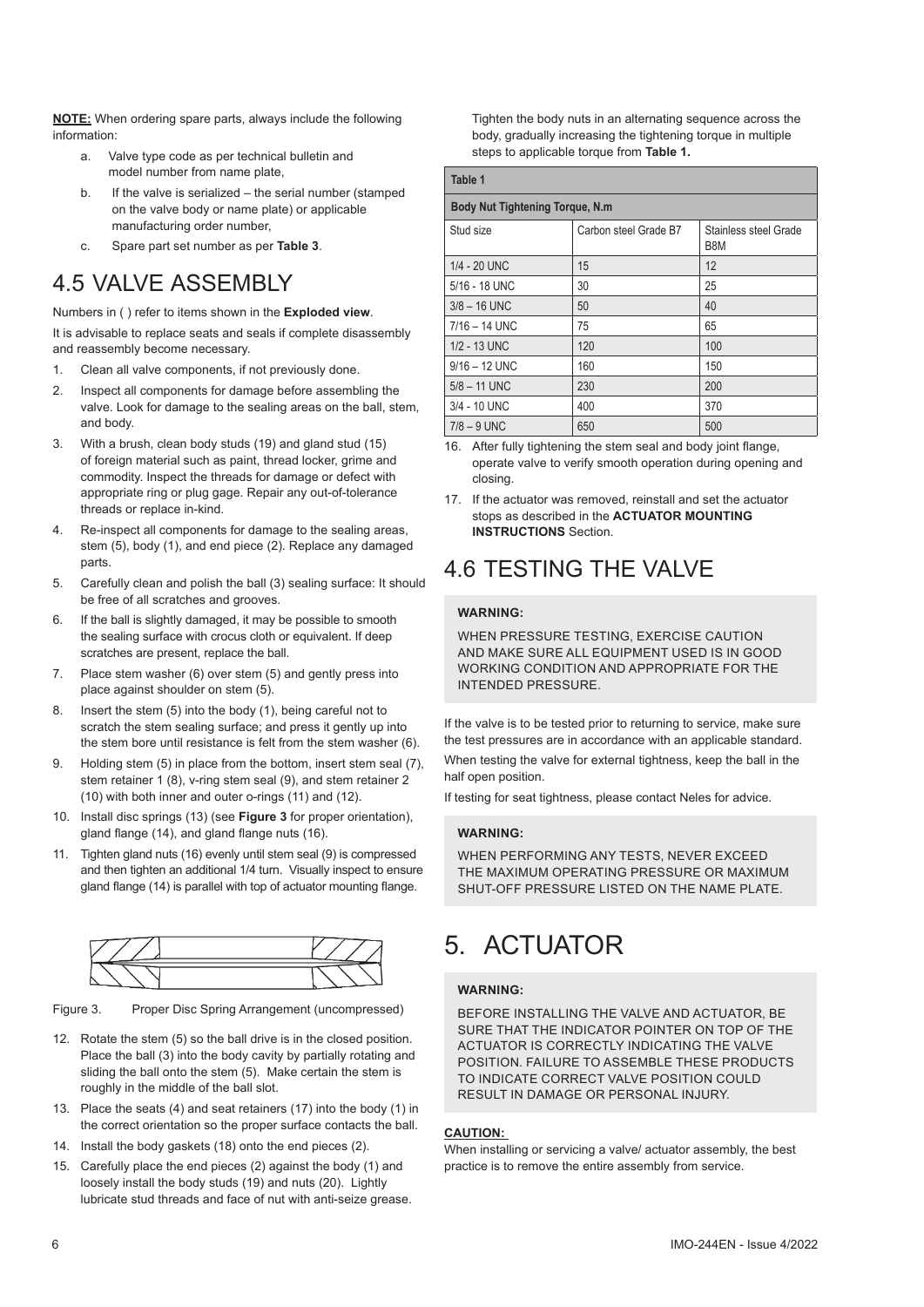**NOTE:** When ordering spare parts, always include the following information:

a. Valve type code as per technical bulletin and model number from name plate,

b. If the valve is serialized – the serial number (stamped on the valve body or name plate) or applicable manufacturing order number,

c. Spare part set number as per **Table 3**.

## 4.5 VALVE ASSEMBLY

Numbers in ( ) refer to items shown in the **Exploded view**.

It is advisable to replace seats and seals if complete disassembly and reassembly become necessary.

1. Clean all valve components, if not previously done.
2. Inspect all components for damage before assembling the valve. Look for damage to the sealing areas on the ball, stem, and body.
3. With a brush, clean body studs (19) and gland stud (15) of foreign material such as paint, thread locker, grime and commodity. Inspect the threads for damage or defect with appropriate ring or plug gage. Repair any out-of-tolerance threads or replace in-kind.
4. Re-inspect all components for damage to the sealing areas, stem (5), body (1), and end piece (2). Replace any damaged parts.
5. Carefully clean and polish the ball (3) sealing surface: It should be free of all scratches and grooves.
6. If the ball is slightly damaged, it may be possible to smooth the sealing surface with crocus cloth or equivalent. If deep scratches are present, replace the ball.
7. Place stem washer (6) over stem (5) and gently press into place against shoulder on stem (5).
8. Insert the stem (5) into the body (1), being careful not to scratch the stem sealing surface; and press it gently up into the stem bore until resistance is felt from the stem washer (6).
9. Holding stem (5) in place from the bottom, insert stem seal (7), stem retainer 1 (8), v-ring stem seal (9), and stem retainer 2 (10) with both inner and outer o-rings (11) and (12).
10. Install disc springs (13) (see **Figure 3** for proper orientation), gland flange (14), and gland flange nuts (16).
11. Tighten gland nuts (16) evenly until stem seal (9) is compressed and then tighten an additional 1/4 turn. Visually inspect to ensure gland flange (14) is parallel with top of actuator mounting flange.

Figure 3. Proper Disc Spring Arrangement (uncompressed)

12. Rotate the stem (5) so the ball drive is in the closed position. Place the ball (3) into the body cavity by partially rotating and sliding the ball onto the stem (5). Make certain the stem is roughly in the middle of the ball slot.
13. Place the seats (4) and seat retainers (17) into the body (1) in the correct orientation so the proper surface contacts the ball.
14. Install the body gaskets (18) onto the end pieces (2).
15. Carefully place the end pieces (2) against the body (1) and loosely install the body studs (19) and nuts (20). Lightly lubricate stud threads and face of nut with anti-seize grease.

   Tighten the body nuts in an alternating sequence across the body, gradually increasing the tightening torque in multiple steps to applicable torque from **Table 1.**

**Table 1**

**Body Nut Tightening Torque, N.m**

| Stud size | Carbon steel Grade B7 | Stainless steel Grade B8M |
|---|---|---|
| 1/4 - 20 UNC | 15 | 12 |
| 5/16 - 18 UNC | 30 | 25 |
| 3/8 – 16 UNC | 50 | 40 |
| 7/16 – 14 UNC | 75 | 65 |
| 1/2 - 13 UNC | 120 | 100 |
| 9/16 – 12 UNC | 160 | 150 |
| 5/8 – 11 UNC | 230 | 200 |
| 3/4 - 10 UNC | 400 | 370 |
| 7/8 – 9 UNC | 650 | 500 |

16. After fully tightening the stem seal and body joint flange, operate valve to verify smooth operation during opening and closing.
17. If the actuator was removed, reinstall and set the actuator stops as described in the **ACTUATOR MOUNTING INSTRUCTIONS** Section.

## 4.6 TESTING THE VALVE

**WARNING:**

WHEN PRESSURE TESTING, EXERCISE CAUTION AND MAKE SURE ALL EQUIPMENT USED IS IN GOOD WORKING CONDITION AND APPROPRIATE FOR THE INTENDED PRESSURE.

If the valve is to be tested prior to returning to service, make sure the test pressures are in accordance with an applicable standard.

When testing the valve for external tightness, keep the ball in the half open position.

If testing for seat tightness, please contact Neles for advice.

**WARNING:**

WHEN PERFORMING ANY TESTS, NEVER EXCEED THE MAXIMUM OPERATING PRESSURE OR MAXIMUM SHUT-OFF PRESSURE LISTED ON THE NAME PLATE.

# 5. ACTUATOR

**WARNING:**

BEFORE INSTALLING THE VALVE AND ACTUATOR, BE SURE THAT THE INDICATOR POINTER ON TOP OF THE ACTUATOR IS CORRECTLY INDICATING THE VALVE POSITION. FAILURE TO ASSEMBLE THESE PRODUCTS TO INDICATE CORRECT VALVE POSITION COULD RESULT IN DAMAGE OR PERSONAL INJURY.

**CAUTION:**

When installing or servicing a valve/ actuator assembly, the best practice is to remove the entire assembly from service.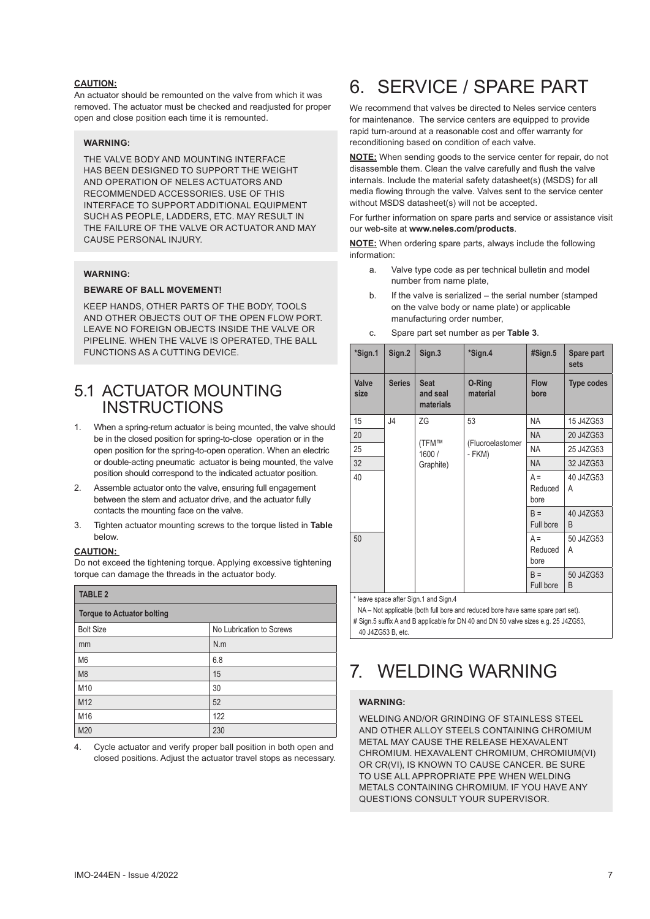**CAUTION:**
An actuator should be remounted on the valve from which it was removed. The actuator must be checked and readjusted for proper open and close position each time it is remounted.

**WARNING:**

THE VALVE BODY AND MOUNTING INTERFACE HAS BEEN DESIGNED TO SUPPORT THE WEIGHT AND OPERATION OF NELES ACTUATORS AND RECOMMENDED ACCESSORIES. USE OF THIS INTERFACE TO SUPPORT ADDITIONAL EQUIPMENT SUCH AS PEOPLE, LADDERS, ETC. MAY RESULT IN THE FAILURE OF THE VALVE OR ACTUATOR AND MAY CAUSE PERSONAL INJURY.

**WARNING:**

**BEWARE OF BALL MOVEMENT!**

KEEP HANDS, OTHER PARTS OF THE BODY, TOOLS AND OTHER OBJECTS OUT OF THE OPEN FLOW PORT. LEAVE NO FOREIGN OBJECTS INSIDE THE VALVE OR PIPELINE. WHEN THE VALVE IS OPERATED, THE BALL FUNCTIONS AS A CUTTING DEVICE.

## 5.1 ACTUATOR MOUNTING INSTRUCTIONS

1. When a spring-return actuator is being mounted, the valve should be in the closed position for spring-to-close operation or in the open position for the spring-to-open operation. When an electric or double-acting pneumatic actuator is being mounted, the valve position should correspond to the indicated actuator position.
2. Assemble actuator onto the valve, ensuring full engagement between the stem and actuator drive, and the actuator fully contacts the mounting face on the valve.
3. Tighten actuator mounting screws to the torque listed in **Table** below.

**CAUTION:**
Do not exceed the tightening torque. Applying excessive tightening torque can damage the threads in the actuator body.

| TABLE 2 | |
|---|---|
| **Torque to Actuator bolting** | |
| Bolt Size | No Lubrication to Screws |
| mm | N.m |
| M6 | 6.8 |
| M8 | 15 |
| M10 | 30 |
| M12 | 52 |
| M16 | 122 |
| M20 | 230 |

4. Cycle actuator and verify proper ball position in both open and closed positions. Adjust the actuator travel stops as necessary.

# 6. SERVICE / SPARE PART

We recommend that valves be directed to Neles service centers for maintenance. The service centers are equipped to provide rapid turn-around at a reasonable cost and offer warranty for reconditioning based on condition of each valve.

**NOTE:** When sending goods to the service center for repair, do not disassemble them. Clean the valve carefully and flush the valve internals. Include the material safety datasheet(s) (MSDS) for all media flowing through the valve. Valves sent to the service center without MSDS datasheet(s) will not be accepted.

For further information on spare parts and service or assistance visit our web-site at **www.neles.com/products**.

**NOTE:** When ordering spare parts, always include the following information:

a. Valve type code as per technical bulletin and model number from name plate,

b. If the valve is serialized – the serial number (stamped on the valve body or name plate) or applicable manufacturing order number,

c. Spare part set number as per **Table 3**.

| *Sign.1 | Sign.2 | Sign.3 | *Sign.4 | #Sign.5 | Spare part sets |
|---|---|---|---|---|---|
| **Valve size** | **Series** | **Seat and seal materials** | **O-Ring material** | **Flow bore** | **Type codes** |
| 15 | J4 | ZG | 53 | NA | 15 J4ZG53 |
| 20 | | (TFM™ 1600 / Graphite) | (Fluoroelastomer - FKM) | NA | 20 J4ZG53 |
| 25 | | | | NA | 25 J4ZG53 |
| 32 | | | | NA | 32 J4ZG53 |
| 40 | | | | A = Reduced bore | 40 J4ZG53 A |
| | | | | B = Full bore | 40 J4ZG53 B |
| 50 | | | | A = Reduced bore | 50 J4ZG53 A |
| | | | | B = Full bore | 50 J4ZG53 B |

\* leave space after Sign.1 and Sign.4
NA – Not applicable (both full bore and reduced bore have same spare part set).
# Sign.5 suffix A and B applicable for DN 40 and DN 50 valve sizes e.g. 25 J4ZG53, 40 J4ZG53 B, etc.

# 7. WELDING WARNING

**WARNING:**

WELDING AND/OR GRINDING OF STAINLESS STEEL AND OTHER ALLOY STEELS CONTAINING CHROMIUM METAL MAY CAUSE THE RELEASE HEXAVALENT CHROMIUM. HEXAVALENT CHROMIUM, CHROMIUM(VI) OR CR(VI), IS KNOWN TO CAUSE CANCER. BE SURE TO USE ALL APPROPRIATE PPE WHEN WELDING METALS CONTAINING CHROMIUM. IF YOU HAVE ANY QUESTIONS CONSULT YOUR SUPERVISOR.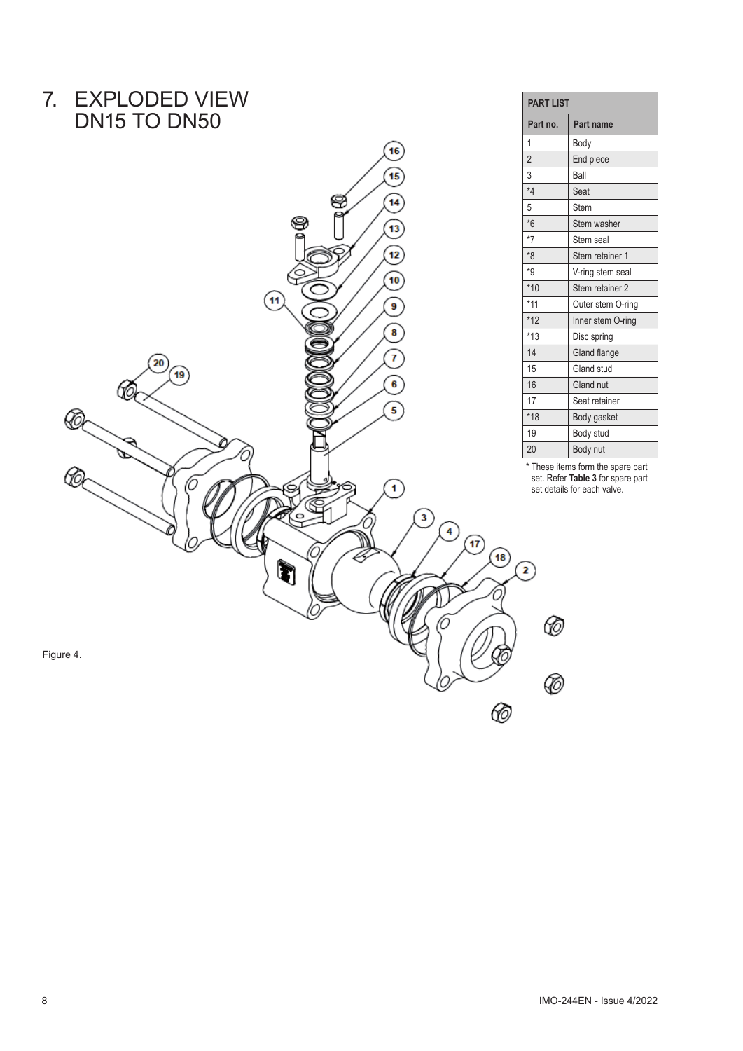# 7. EXPLODED VIEW DN15 TO DN50

| PART LIST | |
|---|---|
| **Part no.** | **Part name** |
| 1 | Body |
| 2 | End piece |
| 3 | Ball |
| *4 | Seat |
| 5 | Stem |
| *6 | Stem washer |
| *7 | Stem seal |
| *8 | Stem retainer 1 |
| *9 | V-ring stem seal |
| *10 | Stem retainer 2 |
| *11 | Outer stem O-ring |
| *12 | Inner stem O-ring |
| *13 | Disc spring |
| 14 | Gland flange |
| 15 | Gland stud |
| 16 | Gland nut |
| 17 | Seat retainer |
| *18 | Body gasket |
| 19 | Body stud |
| 20 | Body nut |

\* These items form the spare part set. Refer **Table 3** for spare part set details for each valve.

Figure 4.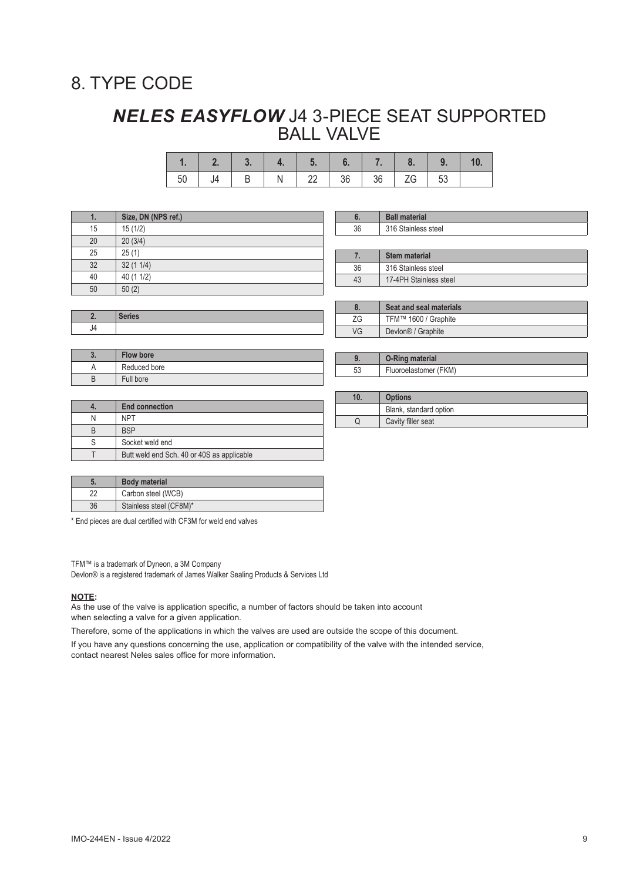# 8. TYPE CODE

## *NELES EASYFLOW* J4 3-PIECE SEAT SUPPORTED BALL VALVE

| 1. | 2. | 3. | 4. | 5. | 6. | 7. | 8. | 9. | 10. |
|---|---|---|---|---|---|---|---|---|---|
| 50 | J4 | B | N | 22 | 36 | 36 | ZG | 53 | |

| 1. | Size, DN (NPS ref.) |
|---|---|
| 15 | 15 (1/2) |
| 20 | 20 (3/4) |
| 25 | 25 (1) |
| 32 | 32 (1 1/4) |
| 40 | 40 (1 1/2) |
| 50 | 50 (2) |

| 2. | Series |
|---|---|
| J4 | |

| 3. | Flow bore |
|---|---|
| A | Reduced bore |
| B | Full bore |

| 4. | End connection |
|---|---|
| N | NPT |
| B | BSP |
| S | Socket weld end |
| T | Butt weld end Sch. 40 or 40S as applicable |

| 5. | Body material |
|---|---|
| 22 | Carbon steel (WCB) |
| 36 | Stainless steel (CF8M)* |

\* End pieces are dual certified with CF3M for weld end valves

| 6. | Ball material |
|---|---|
| 36 | 316 Stainless steel |

| 7. | Stem material |
|---|---|
| 36 | 316 Stainless steel |
| 43 | 17-4PH Stainless steel |

| 8. | Seat and seal materials |
|---|---|
| ZG | TFM™ 1600 / Graphite |
| VG | Devlon® / Graphite |

| 9. | O-Ring material |
|---|---|
| 53 | Fluoroelastomer (FKM) |

| 10. | Options |
|---|---|
| | Blank, standard option |
| Q | Cavity filler seat |

TFM™ is a trademark of Dyneon, a 3M Company
Devlon® is a registered trademark of James Walker Sealing Products & Services Ltd

**NOTE:**
As the use of the valve is application specific, a number of factors should be taken into account when selecting a valve for a given application.

Therefore, some of the applications in which the valves are used are outside the scope of this document.

If you have any questions concerning the use, application or compatibility of the valve with the intended service, contact nearest Neles sales office for more information.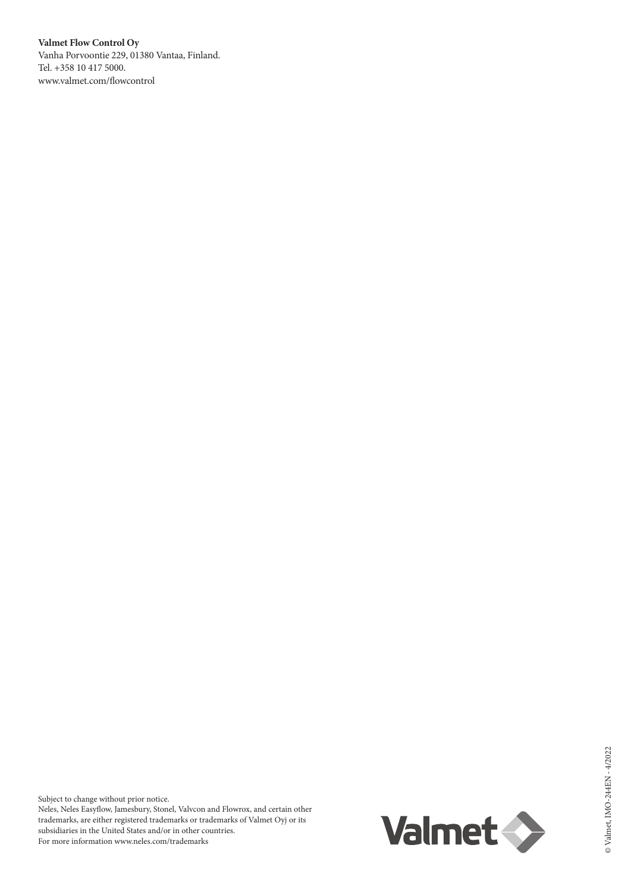**Valmet Flow Control Oy**
Vanha Porvoontie 229, 01380 Vantaa, Finland.
Tel. +358 10 417 5000.
www.valmet.com/flowcontrol

Subject to change without prior notice.
Neles, Neles Easyflow, Jamesbury, Stonel, Valvcon and Flowrox, and certain other trademarks, are either registered trademarks or trademarks of Valmet Oyj or its subsidiaries in the United States and/or in other countries.
For more information www.neles.com/trademarks

Valmet

© Valmet, IMO-244EN - 4/2022